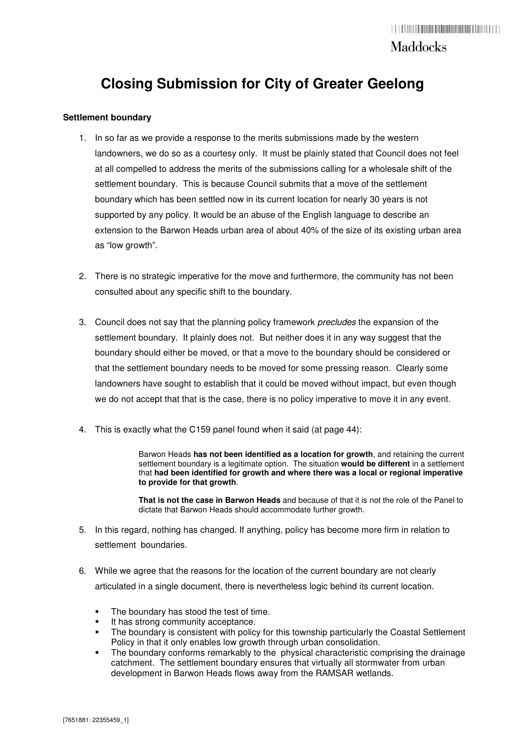# Closing Submission for City of Greater Geelong

### Settlement boundary

1. In so far as we provide a response to the merits submissions made by the western landowners, we do so as a courtesy only. It must be plainly stated that Council does not feel at all compelled to address the merits of the submissions calling for a wholesale shift of the settlement boundary. This is because Council submits that a move of the settlement boundary which has been settled now in its current location for nearly 30 years is not supported by any policy. It would be an abuse of the English language to describe an extension to the Barwon Heads urban area of about 40% of the size of its existing urban area as "low growth".

2. There is no strategic imperative for the move and furthermore, the community has not been consulted about any specific shift to the boundary.

3. Council does not say that the planning policy framework *precludes* the expansion of the settlement boundary. It plainly does not. But neither does it in any way suggest that the boundary should either be moved, or that a move to the boundary should be considered or that the settlement boundary needs to be moved for some pressing reason. Clearly some landowners have sought to establish that it could be moved without impact, but even though we do not accept that that is the case, there is no policy imperative to move it in any event.

4. This is exactly what the C159 panel found when it said (at page 44):

   > Barwon Heads **has not been identified as a location for growth**, and retaining the current settlement boundary is a legitimate option. The situation **would be different** in a settlement that **had been identified for growth and where there was a local or regional imperative to provide for that growth**.
   >
   > **That is not the case in Barwon Heads** and because of that it is not the role of the Panel to dictate that Barwon Heads should accommodate further growth.

5. In this regard, nothing has changed. If anything, policy has become more firm in relation to settlement boundaries.

6. While we agree that the reasons for the location of the current boundary are not clearly articulated in a single document, there is nevertheless logic behind its current location.

   - The boundary has stood the test of time.
   - It has strong community acceptance.
   - The boundary is consistent with policy for this township particularly the Coastal Settlement Policy in that it only enables low growth through urban consolidation.
   - The boundary conforms remarkably to the physical characteristic comprising the drainage catchment. The settlement boundary ensures that virtually all stormwater from urban development in Barwon Heads flows away from the RAMSAR wetlands.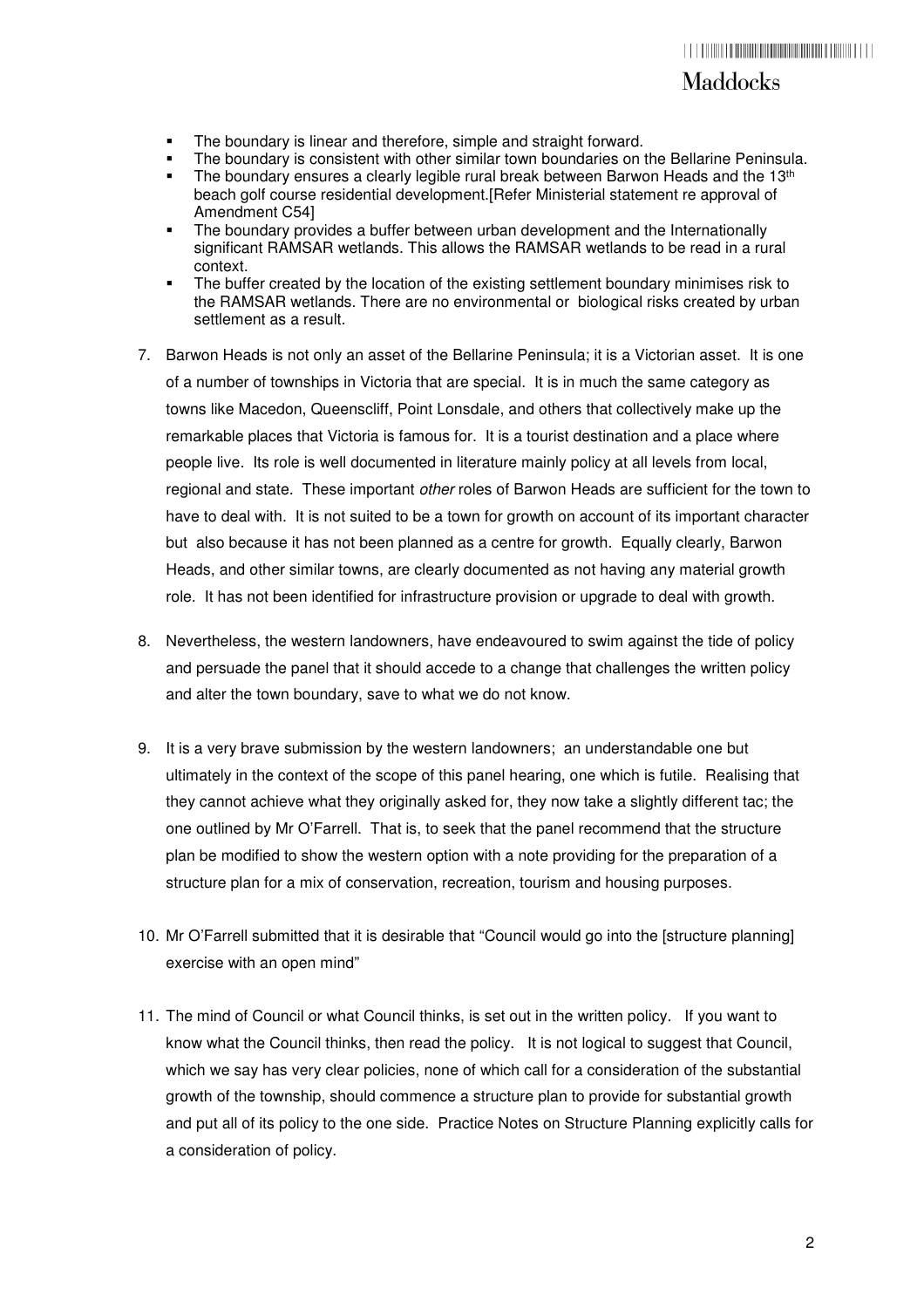- The boundary is linear and therefore, simple and straight forward.
- The boundary is consistent with other similar town boundaries on the Bellarine Peninsula.
- The boundary ensures a clearly legible rural break between Barwon Heads and the 13th beach golf course residential development.[Refer Ministerial statement re approval of Amendment C54]
- The boundary provides a buffer between urban development and the Internationally significant RAMSAR wetlands. This allows the RAMSAR wetlands to be read in a rural context.
- The buffer created by the location of the existing settlement boundary minimises risk to the RAMSAR wetlands. There are no environmental or biological risks created by urban settlement as a result.

7. Barwon Heads is not only an asset of the Bellarine Peninsula; it is a Victorian asset. It is one of a number of townships in Victoria that are special. It is in much the same category as towns like Macedon, Queenscliff, Point Lonsdale, and others that collectively make up the remarkable places that Victoria is famous for. It is a tourist destination and a place where people live. Its role is well documented in literature mainly policy at all levels from local, regional and state. These important *other* roles of Barwon Heads are sufficient for the town to have to deal with. It is not suited to be a town for growth on account of its important character but also because it has not been planned as a centre for growth. Equally clearly, Barwon Heads, and other similar towns, are clearly documented as not having any material growth role. It has not been identified for infrastructure provision or upgrade to deal with growth.

8. Nevertheless, the western landowners, have endeavoured to swim against the tide of policy and persuade the panel that it should accede to a change that challenges the written policy and alter the town boundary, save to what we do not know.

9. It is a very brave submission by the western landowners; an understandable one but ultimately in the context of the scope of this panel hearing, one which is futile. Realising that they cannot achieve what they originally asked for, they now take a slightly different tac; the one outlined by Mr O'Farrell. That is, to seek that the panel recommend that the structure plan be modified to show the western option with a note providing for the preparation of a structure plan for a mix of conservation, recreation, tourism and housing purposes.

10. Mr O'Farrell submitted that it is desirable that "Council would go into the [structure planning] exercise with an open mind"

11. The mind of Council or what Council thinks, is set out in the written policy. If you want to know what the Council thinks, then read the policy. It is not logical to suggest that Council, which we say has very clear policies, none of which call for a consideration of the substantial growth of the township, should commence a structure plan to provide for substantial growth and put all of its policy to the one side. Practice Notes on Structure Planning explicitly calls for a consideration of policy.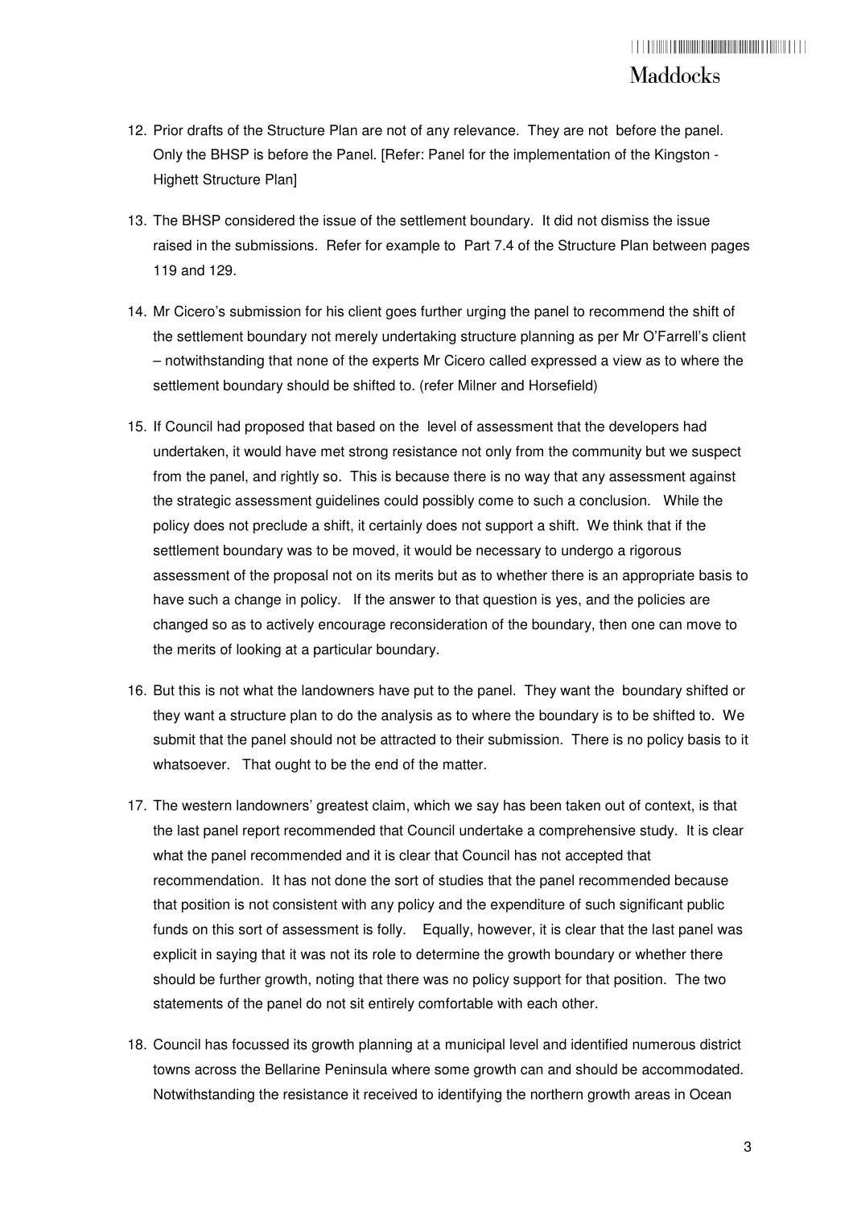12. Prior drafts of the Structure Plan are not of any relevance. They are not before the panel. Only the BHSP is before the Panel. [Refer: Panel for the implementation of the Kingston - Highett Structure Plan]

13. The BHSP considered the issue of the settlement boundary. It did not dismiss the issue raised in the submissions. Refer for example to Part 7.4 of the Structure Plan between pages 119 and 129.

14. Mr Cicero's submission for his client goes further urging the panel to recommend the shift of the settlement boundary not merely undertaking structure planning as per Mr O'Farrell's client – notwithstanding that none of the experts Mr Cicero called expressed a view as to where the settlement boundary should be shifted to. (refer Milner and Horsefield)

15. If Council had proposed that based on the level of assessment that the developers had undertaken, it would have met strong resistance not only from the community but we suspect from the panel, and rightly so. This is because there is no way that any assessment against the strategic assessment guidelines could possibly come to such a conclusion. While the policy does not preclude a shift, it certainly does not support a shift. We think that if the settlement boundary was to be moved, it would be necessary to undergo a rigorous assessment of the proposal not on its merits but as to whether there is an appropriate basis to have such a change in policy. If the answer to that question is yes, and the policies are changed so as to actively encourage reconsideration of the boundary, then one can move to the merits of looking at a particular boundary.

16. But this is not what the landowners have put to the panel. They want the boundary shifted or they want a structure plan to do the analysis as to where the boundary is to be shifted to. We submit that the panel should not be attracted to their submission. There is no policy basis to it whatsoever. That ought to be the end of the matter.

17. The western landowners' greatest claim, which we say has been taken out of context, is that the last panel report recommended that Council undertake a comprehensive study. It is clear what the panel recommended and it is clear that Council has not accepted that recommendation. It has not done the sort of studies that the panel recommended because that position is not consistent with any policy and the expenditure of such significant public funds on this sort of assessment is folly. Equally, however, it is clear that the last panel was explicit in saying that it was not its role to determine the growth boundary or whether there should be further growth, noting that there was no policy support for that position. The two statements of the panel do not sit entirely comfortable with each other.

18. Council has focussed its growth planning at a municipal level and identified numerous district towns across the Bellarine Peninsula where some growth can and should be accommodated. Notwithstanding the resistance it received to identifying the northern growth areas in Ocean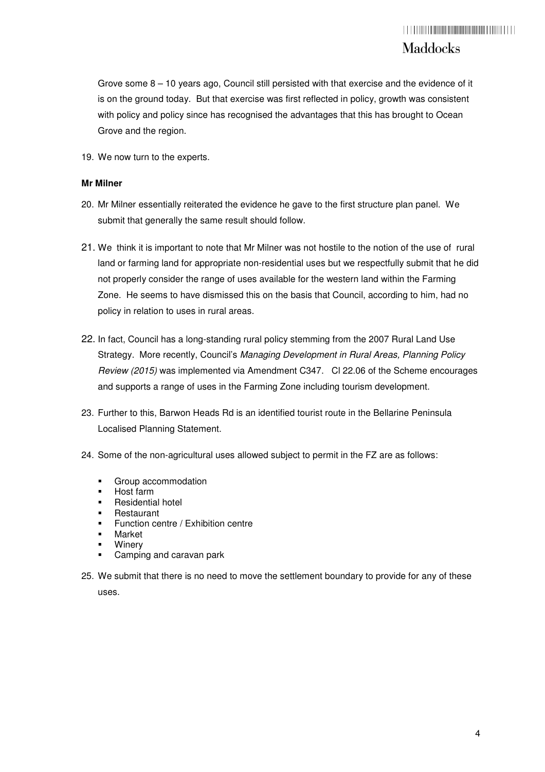Grove some 8 – 10 years ago, Council still persisted with that exercise and the evidence of it is on the ground today. But that exercise was first reflected in policy, growth was consistent with policy and policy since has recognised the advantages that this has brought to Ocean Grove and the region.

19. We now turn to the experts.

**Mr Milner**

20. Mr Milner essentially reiterated the evidence he gave to the first structure plan panel. We submit that generally the same result should follow.

21. We think it is important to note that Mr Milner was not hostile to the notion of the use of rural land or farming land for appropriate non-residential uses but we respectfully submit that he did not properly consider the range of uses available for the western land within the Farming Zone. He seems to have dismissed this on the basis that Council, according to him, had no policy in relation to uses in rural areas.

22. In fact, Council has a long-standing rural policy stemming from the 2007 Rural Land Use Strategy. More recently, Council's *Managing Development in Rural Areas, Planning Policy Review (2015)* was implemented via Amendment C347. Cl 22.06 of the Scheme encourages and supports a range of uses in the Farming Zone including tourism development.

23. Further to this, Barwon Heads Rd is an identified tourist route in the Bellarine Peninsula Localised Planning Statement.

24. Some of the non-agricultural uses allowed subject to permit in the FZ are as follows:

   - Group accommodation
   - Host farm
   - Residential hotel
   - Restaurant
   - Function centre / Exhibition centre
   - Market
   - Winery
   - Camping and caravan park

25. We submit that there is no need to move the settlement boundary to provide for any of these uses.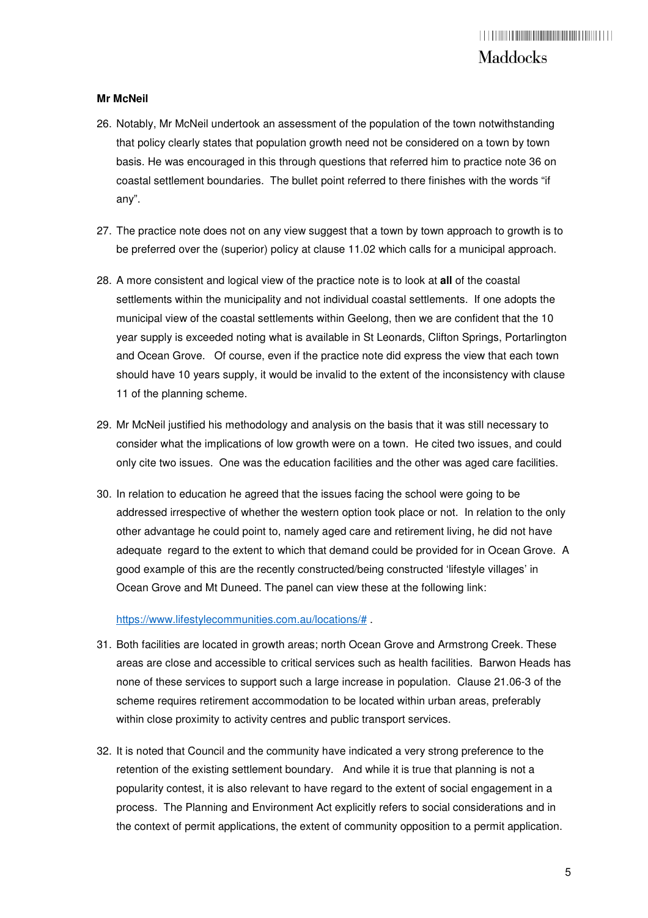**Mr McNeil**

26. Notably, Mr McNeil undertook an assessment of the population of the town notwithstanding that policy clearly states that population growth need not be considered on a town by town basis. He was encouraged in this through questions that referred him to practice note 36 on coastal settlement boundaries. The bullet point referred to there finishes with the words "if any".

27. The practice note does not on any view suggest that a town by town approach to growth is to be preferred over the (superior) policy at clause 11.02 which calls for a municipal approach.

28. A more consistent and logical view of the practice note is to look at **all** of the coastal settlements within the municipality and not individual coastal settlements. If one adopts the municipal view of the coastal settlements within Geelong, then we are confident that the 10 year supply is exceeded noting what is available in St Leonards, Clifton Springs, Portarlington and Ocean Grove. Of course, even if the practice note did express the view that each town should have 10 years supply, it would be invalid to the extent of the inconsistency with clause 11 of the planning scheme.

29. Mr McNeil justified his methodology and analysis on the basis that it was still necessary to consider what the implications of low growth were on a town. He cited two issues, and could only cite two issues. One was the education facilities and the other was aged care facilities.

30. In relation to education he agreed that the issues facing the school were going to be addressed irrespective of whether the western option took place or not. In relation to the only other advantage he could point to, namely aged care and retirement living, he did not have adequate regard to the extent to which that demand could be provided for in Ocean Grove. A good example of this are the recently constructed/being constructed 'lifestyle villages' in Ocean Grove and Mt Duneed. The panel can view these at the following link:

    https://www.lifestylecommunities.com.au/locations/# .

31. Both facilities are located in growth areas; north Ocean Grove and Armstrong Creek. These areas are close and accessible to critical services such as health facilities. Barwon Heads has none of these services to support such a large increase in population. Clause 21.06-3 of the scheme requires retirement accommodation to be located within urban areas, preferably within close proximity to activity centres and public transport services.

32. It is noted that Council and the community have indicated a very strong preference to the retention of the existing settlement boundary. And while it is true that planning is not a popularity contest, it is also relevant to have regard to the extent of social engagement in a process. The Planning and Environment Act explicitly refers to social considerations and in the context of permit applications, the extent of community opposition to a permit application.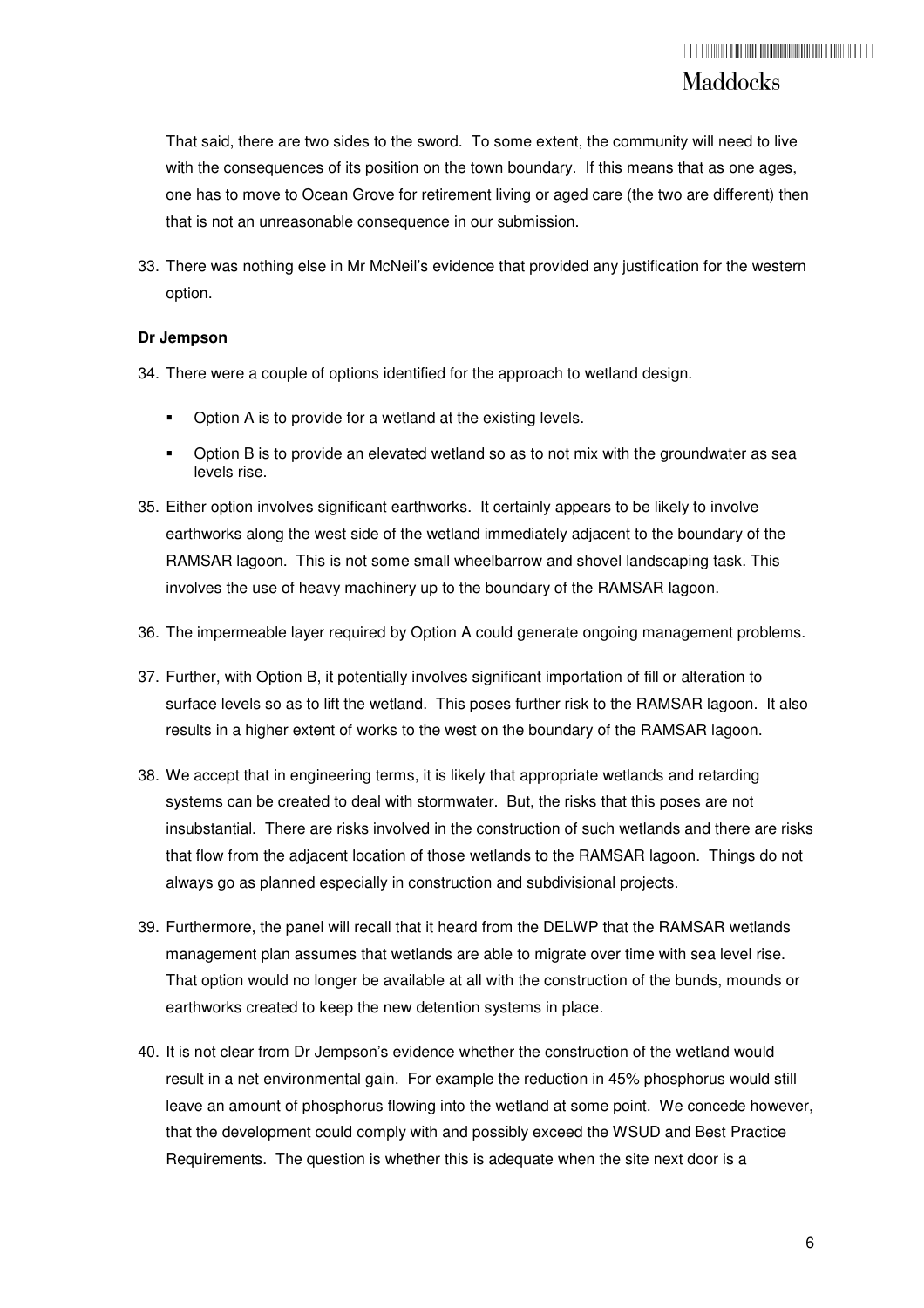That said, there are two sides to the sword. To some extent, the community will need to live with the consequences of its position on the town boundary. If this means that as one ages, one has to move to Ocean Grove for retirement living or aged care (the two are different) then that is not an unreasonable consequence in our submission.

33. There was nothing else in Mr McNeil's evidence that provided any justification for the western option.

**Dr Jempson**

34. There were a couple of options identified for the approach to wetland design.

    - Option A is to provide for a wetland at the existing levels.
    - Option B is to provide an elevated wetland so as to not mix with the groundwater as sea levels rise.

35. Either option involves significant earthworks. It certainly appears to be likely to involve earthworks along the west side of the wetland immediately adjacent to the boundary of the RAMSAR lagoon. This is not some small wheelbarrow and shovel landscaping task. This involves the use of heavy machinery up to the boundary of the RAMSAR lagoon.

36. The impermeable layer required by Option A could generate ongoing management problems.

37. Further, with Option B, it potentially involves significant importation of fill or alteration to surface levels so as to lift the wetland. This poses further risk to the RAMSAR lagoon. It also results in a higher extent of works to the west on the boundary of the RAMSAR lagoon.

38. We accept that in engineering terms, it is likely that appropriate wetlands and retarding systems can be created to deal with stormwater. But, the risks that this poses are not insubstantial. There are risks involved in the construction of such wetlands and there are risks that flow from the adjacent location of those wetlands to the RAMSAR lagoon. Things do not always go as planned especially in construction and subdivisional projects.

39. Furthermore, the panel will recall that it heard from the DELWP that the RAMSAR wetlands management plan assumes that wetlands are able to migrate over time with sea level rise. That option would no longer be available at all with the construction of the bunds, mounds or earthworks created to keep the new detention systems in place.

40. It is not clear from Dr Jempson's evidence whether the construction of the wetland would result in a net environmental gain. For example the reduction in 45% phosphorus would still leave an amount of phosphorus flowing into the wetland at some point. We concede however, that the development could comply with and possibly exceed the WSUD and Best Practice Requirements. The question is whether this is adequate when the site next door is a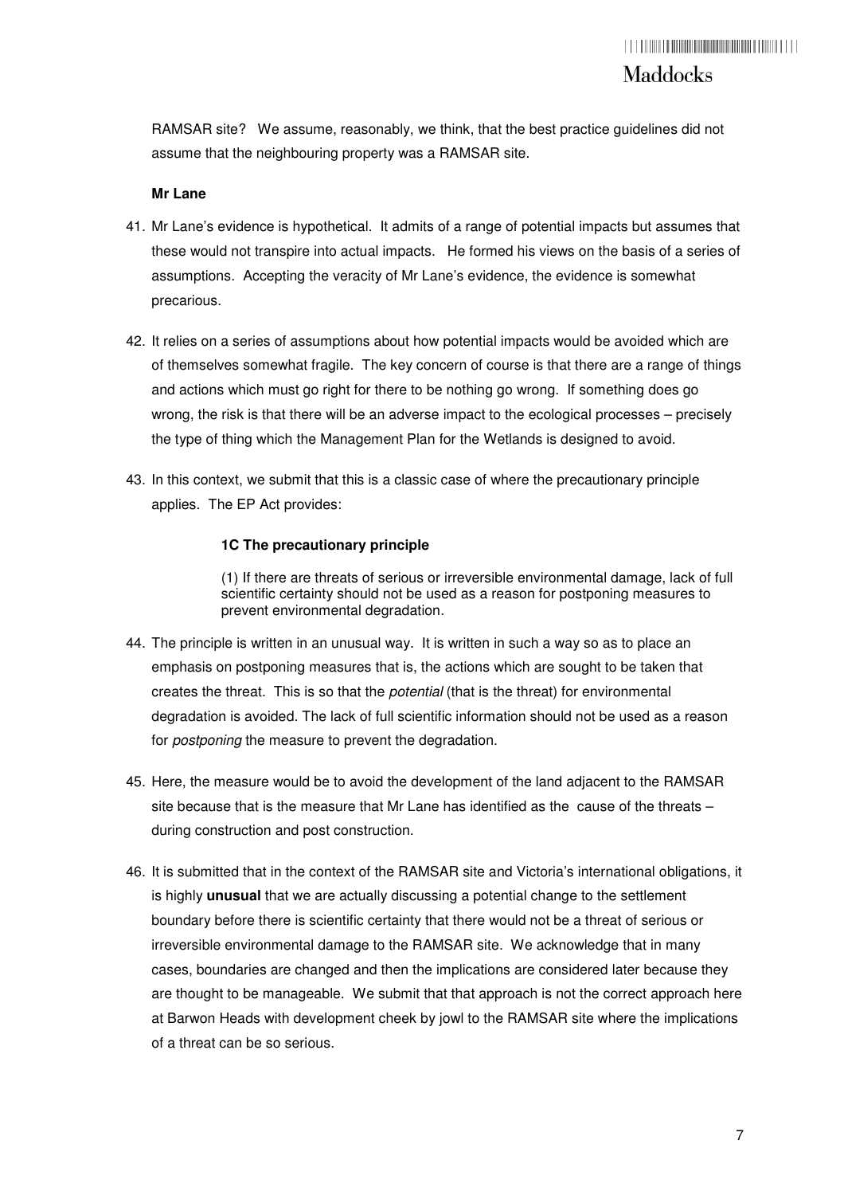RAMSAR site? We assume, reasonably, we think, that the best practice guidelines did not assume that the neighbouring property was a RAMSAR site.

**Mr Lane**

41. Mr Lane's evidence is hypothetical. It admits of a range of potential impacts but assumes that these would not transpire into actual impacts. He formed his views on the basis of a series of assumptions. Accepting the veracity of Mr Lane's evidence, the evidence is somewhat precarious.

42. It relies on a series of assumptions about how potential impacts would be avoided which are of themselves somewhat fragile. The key concern of course is that there are a range of things and actions which must go right for there to be nothing go wrong. If something does go wrong, the risk is that there will be an adverse impact to the ecological processes – precisely the type of thing which the Management Plan for the Wetlands is designed to avoid.

43. In this context, we submit that this is a classic case of where the precautionary principle applies. The EP Act provides:

> **1C The precautionary principle**
>
> (1) If there are threats of serious or irreversible environmental damage, lack of full scientific certainty should not be used as a reason for postponing measures to prevent environmental degradation.

44. The principle is written in an unusual way. It is written in such a way so as to place an emphasis on postponing measures that is, the actions which are sought to be taken that creates the threat. This is so that the *potential* (that is the threat) for environmental degradation is avoided. The lack of full scientific information should not be used as a reason for *postponing* the measure to prevent the degradation.

45. Here, the measure would be to avoid the development of the land adjacent to the RAMSAR site because that is the measure that Mr Lane has identified as the cause of the threats – during construction and post construction.

46. It is submitted that in the context of the RAMSAR site and Victoria's international obligations, it is highly **unusual** that we are actually discussing a potential change to the settlement boundary before there is scientific certainty that there would not be a threat of serious or irreversible environmental damage to the RAMSAR site. We acknowledge that in many cases, boundaries are changed and then the implications are considered later because they are thought to be manageable. We submit that that approach is not the correct approach here at Barwon Heads with development cheek by jowl to the RAMSAR site where the implications of a threat can be so serious.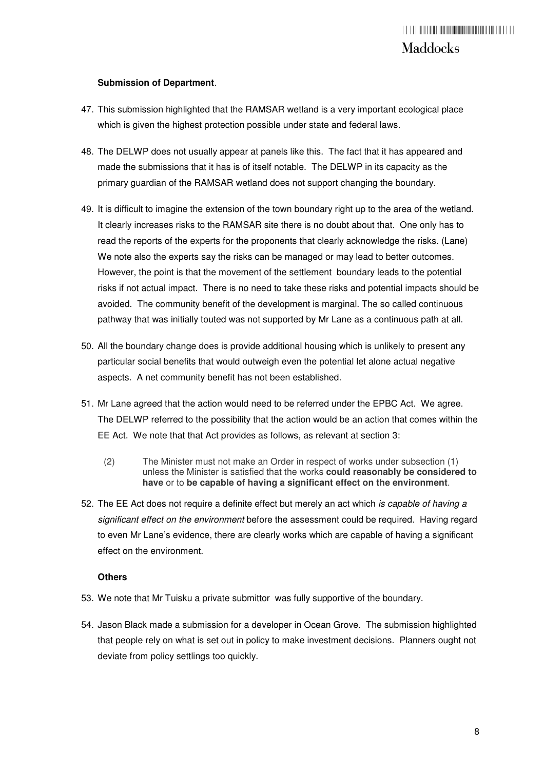**Submission of Department**.

47. This submission highlighted that the RAMSAR wetland is a very important ecological place which is given the highest protection possible under state and federal laws.

48. The DELWP does not usually appear at panels like this. The fact that it has appeared and made the submissions that it has is of itself notable. The DELWP in its capacity as the primary guardian of the RAMSAR wetland does not support changing the boundary.

49. It is difficult to imagine the extension of the town boundary right up to the area of the wetland. It clearly increases risks to the RAMSAR site there is no doubt about that. One only has to read the reports of the experts for the proponents that clearly acknowledge the risks. (Lane) We note also the experts say the risks can be managed or may lead to better outcomes. However, the point is that the movement of the settlement boundary leads to the potential risks if not actual impact. There is no need to take these risks and potential impacts should be avoided. The community benefit of the development is marginal. The so called continuous pathway that was initially touted was not supported by Mr Lane as a continuous path at all.

50. All the boundary change does is provide additional housing which is unlikely to present any particular social benefits that would outweigh even the potential let alone actual negative aspects. A net community benefit has not been established.

51. Mr Lane agreed that the action would need to be referred under the EPBC Act. We agree. The DELWP referred to the possibility that the action would be an action that comes within the EE Act. We note that that Act provides as follows, as relevant at section 3:

    (2) The Minister must not make an Order in respect of works under subsection (1) unless the Minister is satisfied that the works **could reasonably be considered to have** or to **be capable of having a significant effect on the environment**.

52. The EE Act does not require a definite effect but merely an act which *is capable of having a significant effect on the environment* before the assessment could be required. Having regard to even Mr Lane's evidence, there are clearly works which are capable of having a significant effect on the environment.

**Others**

53. We note that Mr Tuisku a private submittor was fully supportive of the boundary.

54. Jason Black made a submission for a developer in Ocean Grove. The submission highlighted that people rely on what is set out in policy to make investment decisions. Planners ought not deviate from policy settlings too quickly.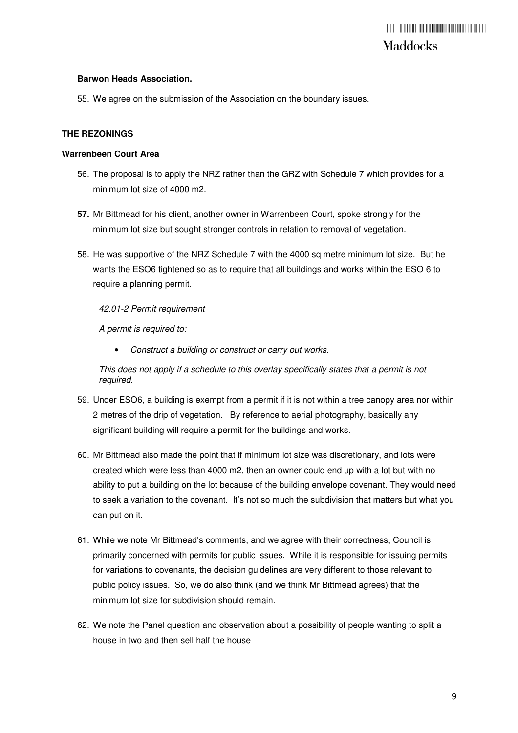**Barwon Heads Association.**

55. We agree on the submission of the Association on the boundary issues.

**THE REZONINGS**

**Warrenbeen Court Area**

56. The proposal is to apply the NRZ rather than the GRZ with Schedule 7 which provides for a minimum lot size of 4000 m2.

57. Mr Bittmead for his client, another owner in Warrenbeen Court, spoke strongly for the minimum lot size but sought stronger controls in relation to removal of vegetation.

58. He was supportive of the NRZ Schedule 7 with the 4000 sq metre minimum lot size. But he wants the ESO6 tightened so as to require that all buildings and works within the ESO 6 to require a planning permit.

    *42.01-2 Permit requirement*

    *A permit is required to:*

    - *Construct a building or construct or carry out works.*

    *This does not apply if a schedule to this overlay specifically states that a permit is not required.*

59. Under ESO6, a building is exempt from a permit if it is not within a tree canopy area nor within 2 metres of the drip of vegetation. By reference to aerial photography, basically any significant building will require a permit for the buildings and works.

60. Mr Bittmead also made the point that if minimum lot size was discretionary, and lots were created which were less than 4000 m2, then an owner could end up with a lot but with no ability to put a building on the lot because of the building envelope covenant. They would need to seek a variation to the covenant. It's not so much the subdivision that matters but what you can put on it.

61. While we note Mr Bittmead's comments, and we agree with their correctness, Council is primarily concerned with permits for public issues. While it is responsible for issuing permits for variations to covenants, the decision guidelines are very different to those relevant to public policy issues. So, we do also think (and we think Mr Bittmead agrees) that the minimum lot size for subdivision should remain.

62. We note the Panel question and observation about a possibility of people wanting to split a house in two and then sell half the house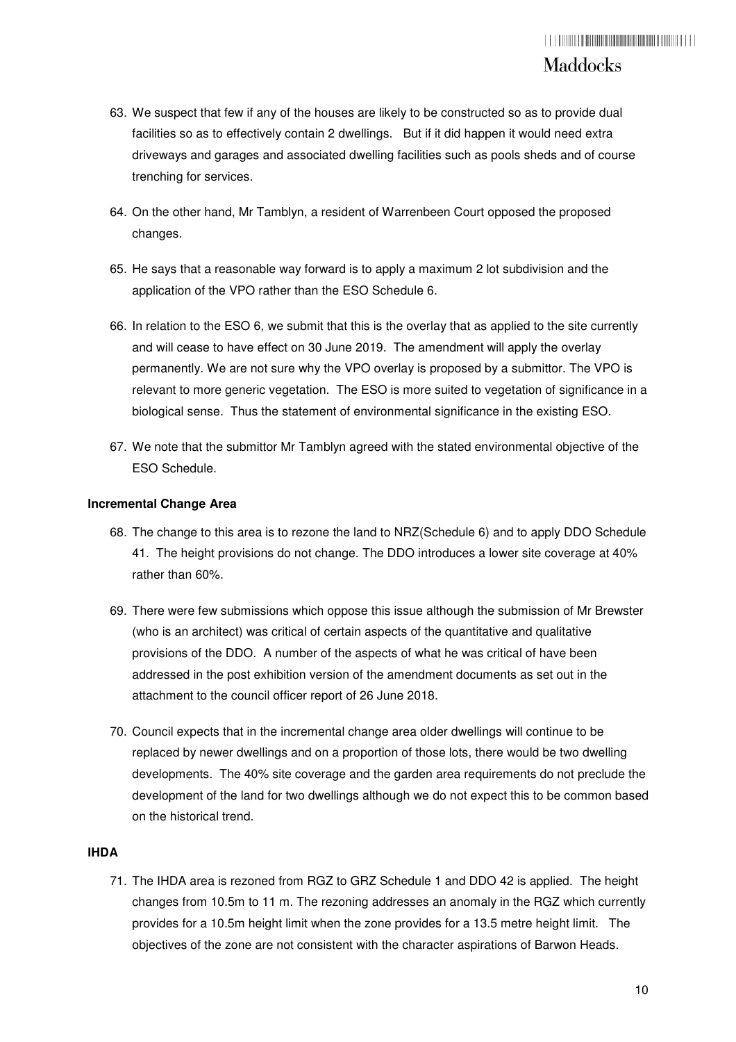63. We suspect that few if any of the houses are likely to be constructed so as to provide dual facilities so as to effectively contain 2 dwellings. But if it did happen it would need extra driveways and garages and associated dwelling facilities such as pools sheds and of course trenching for services.

64. On the other hand, Mr Tamblyn, a resident of Warrenbeen Court opposed the proposed changes.

65. He says that a reasonable way forward is to apply a maximum 2 lot subdivision and the application of the VPO rather than the ESO Schedule 6.

66. In relation to the ESO 6, we submit that this is the overlay that as applied to the site currently and will cease to have effect on 30 June 2019. The amendment will apply the overlay permanently. We are not sure why the VPO overlay is proposed by a submittor. The VPO is relevant to more generic vegetation. The ESO is more suited to vegetation of significance in a biological sense. Thus the statement of environmental significance in the existing ESO.

67. We note that the submittor Mr Tamblyn agreed with the stated environmental objective of the ESO Schedule.

**Incremental Change Area**

68. The change to this area is to rezone the land to NRZ(Schedule 6) and to apply DDO Schedule 41. The height provisions do not change. The DDO introduces a lower site coverage at 40% rather than 60%.

69. There were few submissions which oppose this issue although the submission of Mr Brewster (who is an architect) was critical of certain aspects of the quantitative and qualitative provisions of the DDO. A number of the aspects of what he was critical of have been addressed in the post exhibition version of the amendment documents as set out in the attachment to the council officer report of 26 June 2018.

70. Council expects that in the incremental change area older dwellings will continue to be replaced by newer dwellings and on a proportion of those lots, there would be two dwelling developments. The 40% site coverage and the garden area requirements do not preclude the development of the land for two dwellings although we do not expect this to be common based on the historical trend.

**IHDA**

71. The IHDA area is rezoned from RGZ to GRZ Schedule 1 and DDO 42 is applied. The height changes from 10.5m to 11 m. The rezoning addresses an anomaly in the RGZ which currently provides for a 10.5m height limit when the zone provides for a 13.5 metre height limit. The objectives of the zone are not consistent with the character aspirations of Barwon Heads.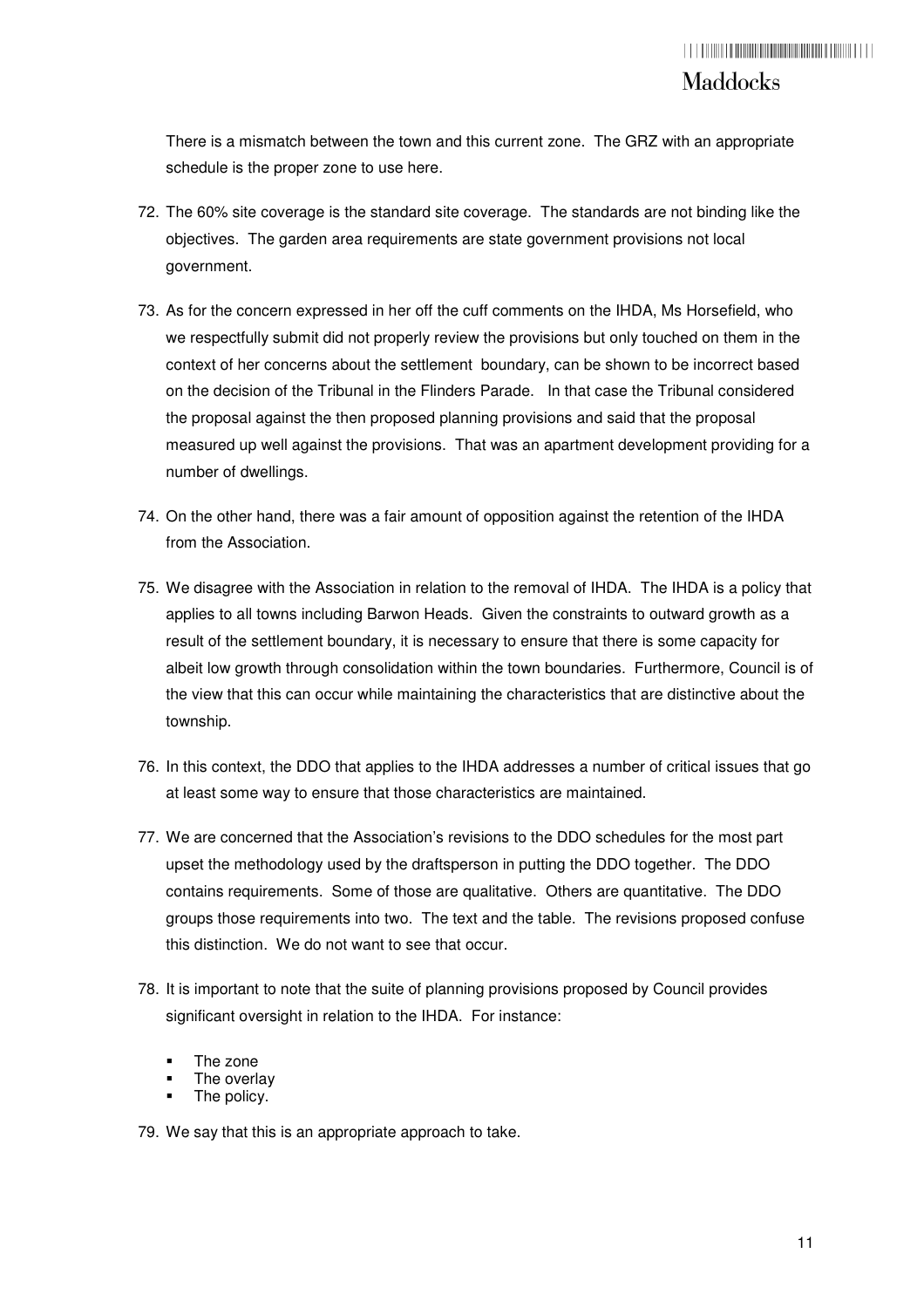There is a mismatch between the town and this current zone. The GRZ with an appropriate schedule is the proper zone to use here.

72. The 60% site coverage is the standard site coverage. The standards are not binding like the objectives. The garden area requirements are state government provisions not local government.

73. As for the concern expressed in her off the cuff comments on the IHDA, Ms Horsefield, who we respectfully submit did not properly review the provisions but only touched on them in the context of her concerns about the settlement boundary, can be shown to be incorrect based on the decision of the Tribunal in the Flinders Parade. In that case the Tribunal considered the proposal against the then proposed planning provisions and said that the proposal measured up well against the provisions. That was an apartment development providing for a number of dwellings.

74. On the other hand, there was a fair amount of opposition against the retention of the IHDA from the Association.

75. We disagree with the Association in relation to the removal of IHDA. The IHDA is a policy that applies to all towns including Barwon Heads. Given the constraints to outward growth as a result of the settlement boundary, it is necessary to ensure that there is some capacity for albeit low growth through consolidation within the town boundaries. Furthermore, Council is of the view that this can occur while maintaining the characteristics that are distinctive about the township.

76. In this context, the DDO that applies to the IHDA addresses a number of critical issues that go at least some way to ensure that those characteristics are maintained.

77. We are concerned that the Association's revisions to the DDO schedules for the most part upset the methodology used by the draftsperson in putting the DDO together. The DDO contains requirements. Some of those are qualitative. Others are quantitative. The DDO groups those requirements into two. The text and the table. The revisions proposed confuse this distinction. We do not want to see that occur.

78. It is important to note that the suite of planning provisions proposed by Council provides significant oversight in relation to the IHDA. For instance:

    - The zone
    - The overlay
    - The policy.

79. We say that this is an appropriate approach to take.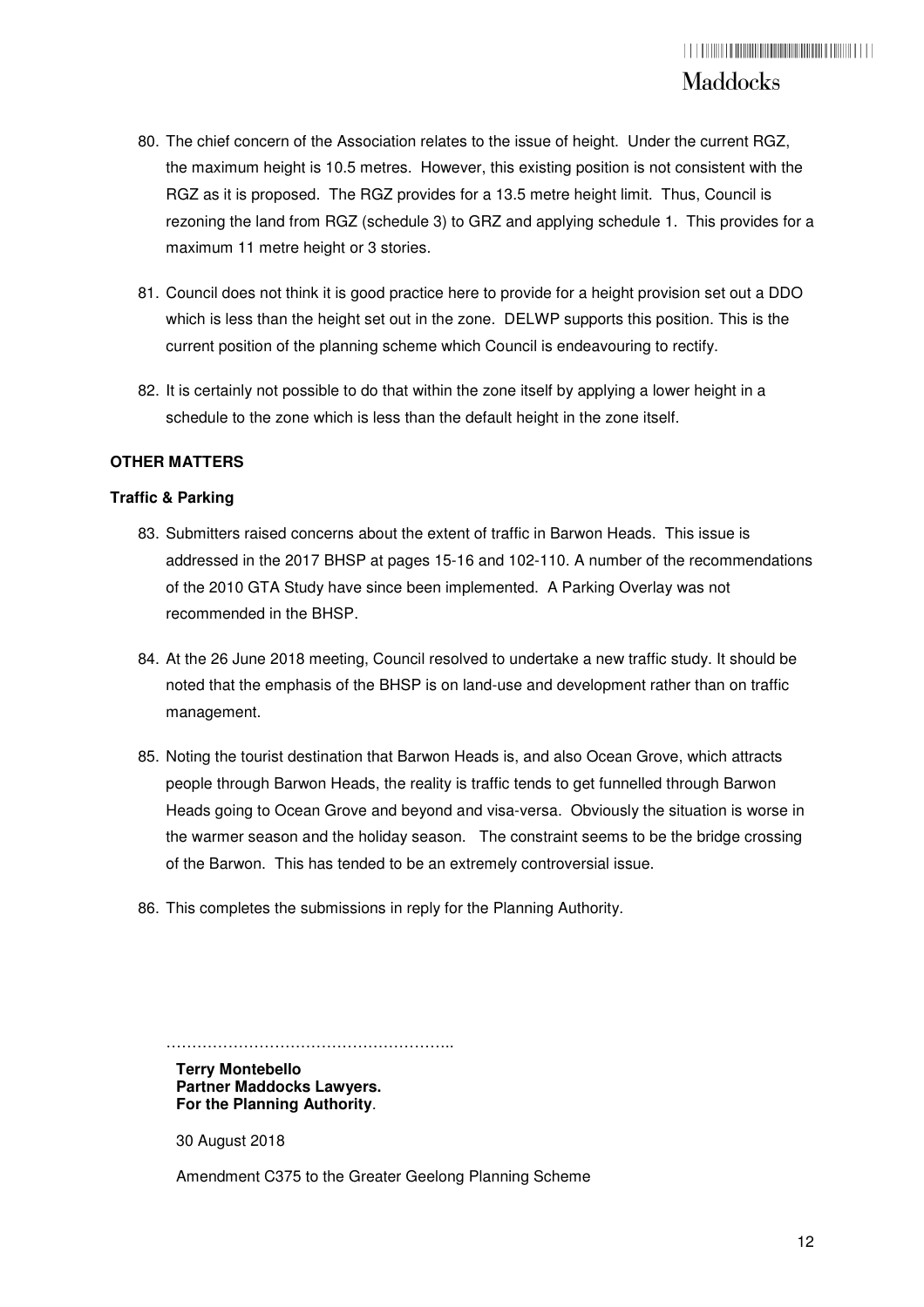80. The chief concern of the Association relates to the issue of height. Under the current RGZ, the maximum height is 10.5 metres. However, this existing position is not consistent with the RGZ as it is proposed. The RGZ provides for a 13.5 metre height limit. Thus, Council is rezoning the land from RGZ (schedule 3) to GRZ and applying schedule 1. This provides for a maximum 11 metre height or 3 stories.

81. Council does not think it is good practice here to provide for a height provision set out a DDO which is less than the height set out in the zone. DELWP supports this position. This is the current position of the planning scheme which Council is endeavouring to rectify.

82. It is certainly not possible to do that within the zone itself by applying a lower height in a schedule to the zone which is less than the default height in the zone itself.

**OTHER MATTERS**

**Traffic & Parking**

83. Submitters raised concerns about the extent of traffic in Barwon Heads. This issue is addressed in the 2017 BHSP at pages 15-16 and 102-110. A number of the recommendations of the 2010 GTA Study have since been implemented. A Parking Overlay was not recommended in the BHSP.

84. At the 26 June 2018 meeting, Council resolved to undertake a new traffic study. It should be noted that the emphasis of the BHSP is on land-use and development rather than on traffic management.

85. Noting the tourist destination that Barwon Heads is, and also Ocean Grove, which attracts people through Barwon Heads, the reality is traffic tends to get funnelled through Barwon Heads going to Ocean Grove and beyond and visa-versa. Obviously the situation is worse in the warmer season and the holiday season. The constraint seems to be the bridge crossing of the Barwon. This has tended to be an extremely controversial issue.

86. This completes the submissions in reply for the Planning Authority.

………………………………………………..

**Terry Montebello**
**Partner Maddocks Lawyers.**
**For the Planning Authority**.

30 August 2018

Amendment C375 to the Greater Geelong Planning Scheme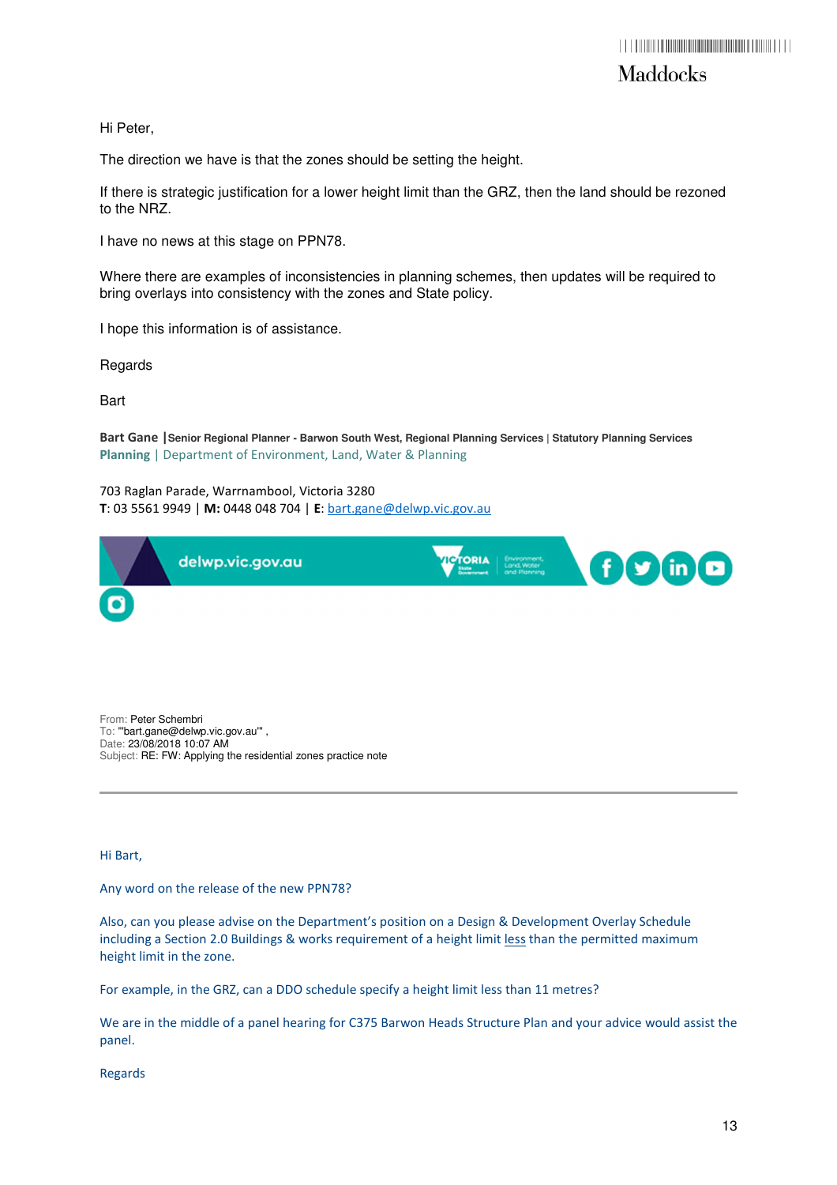Hi Peter,

The direction we have is that the zones should be setting the height.

If there is strategic justification for a lower height limit than the GRZ, then the land should be rezoned to the NRZ.

I have no news at this stage on PPN78.

Where there are examples of inconsistencies in planning schemes, then updates will be required to bring overlays into consistency with the zones and State policy.

I hope this information is of assistance.

Regards

Bart

**Bart Gane** | **Senior Regional Planner - Barwon South West, Regional Planning Services** | **Statutory Planning Services**
**Planning** | Department of Environment, Land, Water & Planning

703 Raglan Parade, Warrnambool, Victoria 3280
**T**: 03 5561 9949 | **M:** 0448 048 704 | **E**: bart.gane@delwp.vic.gov.au

delwp.vic.gov.au

From: Peter Schembri
To: "'bart.gane@delwp.vic.gov.au'" ,
Date: 23/08/2018 10:07 AM
Subject: RE: FW: Applying the residential zones practice note

---

Hi Bart,

Any word on the release of the new PPN78?

Also, can you please advise on the Department's position on a Design & Development Overlay Schedule including a Section 2.0 Buildings & works requirement of a height limit less than the permitted maximum height limit in the zone.

For example, in the GRZ, can a DDO schedule specify a height limit less than 11 metres?

We are in the middle of a panel hearing for C375 Barwon Heads Structure Plan and your advice would assist the panel.

Regards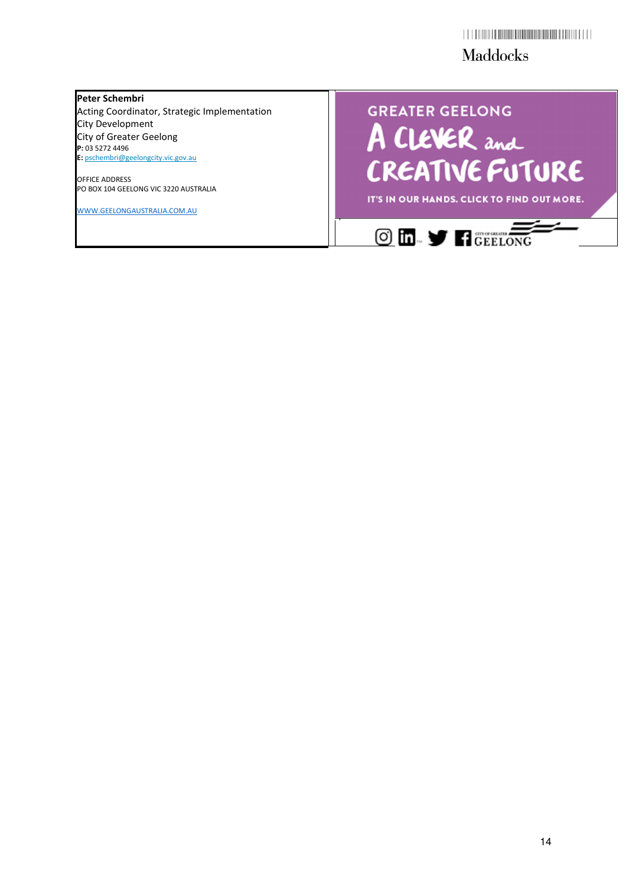**Peter Schembri**
Acting Coordinator, Strategic Implementation
City Development
City of Greater Geelong
**P:** 03 5272 4496
**E:** pschembri@geelongcity.vic.gov.au

OFFICE ADDRESS
PO BOX 104 GEELONG VIC 3220 AUSTRALIA

WWW.GEELONGAUSTRALIA.COM.AU

GREATER GEELONG
A CLEVER and CREATIVE FUTURE
IT'S IN OUR HANDS. CLICK TO FIND OUT MORE.

CITY OF GREATER GEELONG